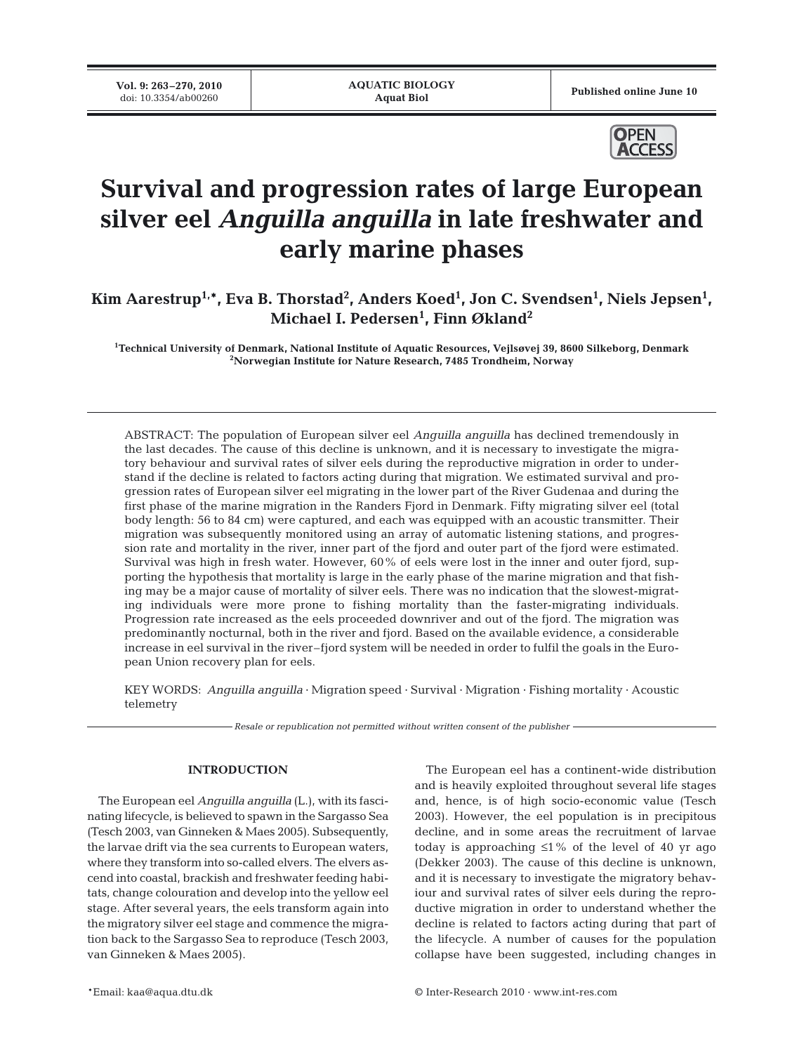# Survival and progression rates of large European silver eel *Anguilla anguilla* in late freshwater and early marine phases

**Kim Aarestrup[1,*], Eva B. Thorstad[2], Anders Koed[1], Jon C. Svendsen[1], Niels Jepsen[1], Michael I. Pedersen[1], Finn Økland[2]**

[1]Technical University of Denmark, National Institute of Aquatic Resources, Vejlsøvej 39, 8600 Silkeborg, Denmark
[2]Norwegian Institute for Nature Research, 7485 Trondheim, Norway

ABSTRACT: The population of European silver eel *Anguilla anguilla* has declined tremendously in the last decades. The cause of this decline is unknown, and it is necessary to investigate the migratory behaviour and survival rates of silver eels during the reproductive migration in order to understand if the decline is related to factors acting during that migration. We estimated survival and progression rates of European silver eel migrating in the lower part of the River Gudenaa and during the first phase of the marine migration in the Randers Fjord in Denmark. Fifty migrating silver eel (total body length: 56 to 84 cm) were captured, and each was equipped with an acoustic transmitter. Their migration was subsequently monitored using an array of automatic listening stations, and progression rate and mortality in the river, inner part of the fjord and outer part of the fjord were estimated. Survival was high in fresh water. However, 60% of eels were lost in the inner and outer fjord, supporting the hypothesis that mortality is large in the early phase of the marine migration and that fishing may be a major cause of mortality of silver eels. There was no indication that the slowest-migrating individuals were more prone to fishing mortality than the faster-migrating individuals. Progression rate increased as the eels proceeded downriver and out of the fjord. The migration was predominantly nocturnal, both in the river and fjord. Based on the available evidence, a considerable increase in eel survival in the river–fjord system will be needed in order to fulfil the goals in the European Union recovery plan for eels.

KEY WORDS: *Anguilla anguilla* · Migration speed · Survival · Migration · Fishing mortality · Acoustic telemetry

*Resale or republication not permitted without written consent of the publisher*

## INTRODUCTION

The European eel *Anguilla anguilla* (L.), with its fascinating lifecycle, is believed to spawn in the Sargasso Sea (Tesch 2003, van Ginneken & Maes 2005). Subsequently, the larvae drift via the sea currents to European waters, where they transform into so-called elvers. The elvers ascend into coastal, brackish and freshwater feeding habitats, change colouration and develop into the yellow eel stage. After several years, the eels transform again into the migratory silver eel stage and commence the migration back to the Sargasso Sea to reproduce (Tesch 2003, van Ginneken & Maes 2005).

The European eel has a continent-wide distribution and is heavily exploited throughout several life stages and, hence, is of high socio-economic value (Tesch 2003). However, the eel population is in precipitous decline, and in some areas the recruitment of larvae today is approaching ≤1% of the level of 40 yr ago (Dekker 2003). The cause of this decline is unknown, and it is necessary to investigate the migratory behaviour and survival rates of silver eels during the reproductive migration in order to understand whether the decline is related to factors acting during that part of the lifecycle. A number of causes for the population collapse have been suggested, including changes in

*Email: kaa@aqua.dtu.dk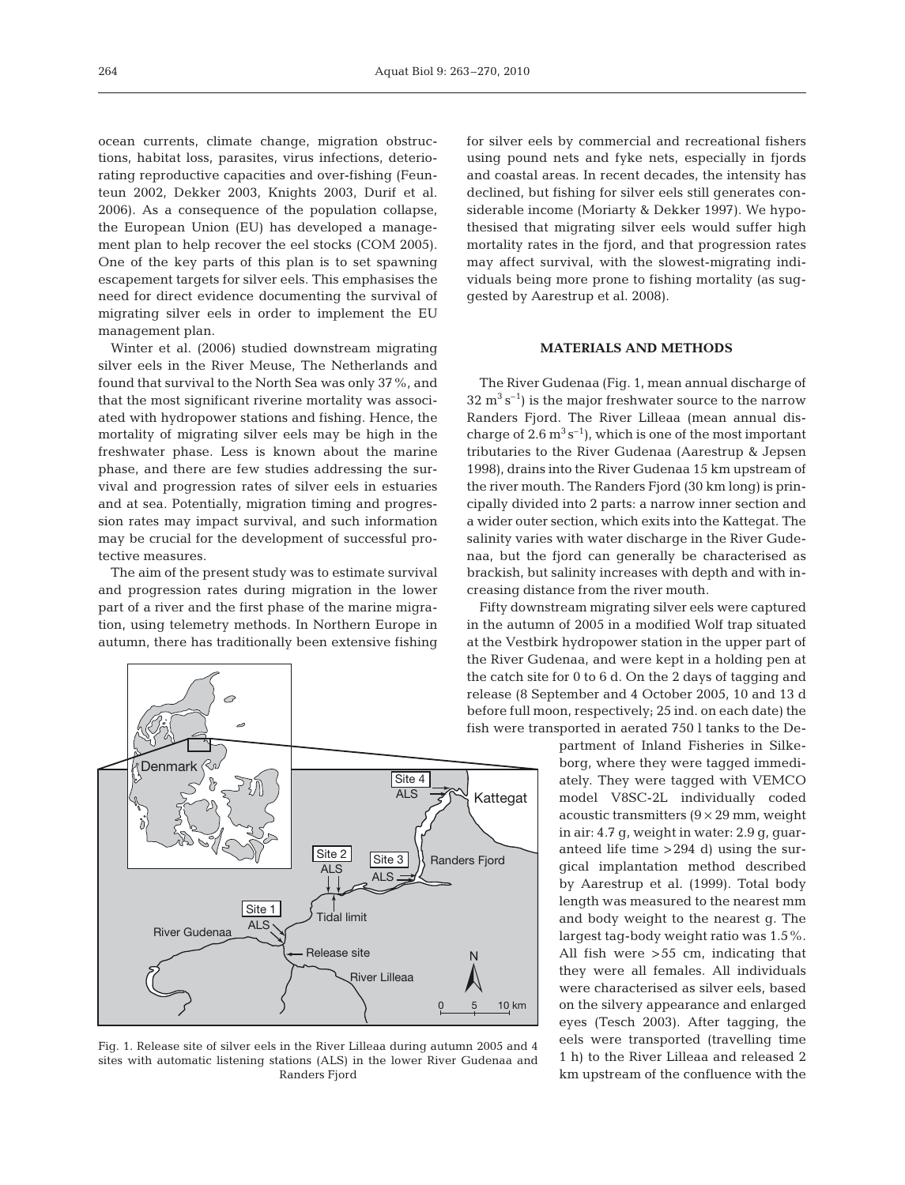ocean currents, climate change, migration obstructions, habitat loss, parasites, virus infections, deteriorating reproductive capacities and over-fishing (Feunteun 2002, Dekker 2003, Knights 2003, Durif et al. 2006). As a consequence of the population collapse, the European Union (EU) has developed a management plan to help recover the eel stocks (COM 2005). One of the key parts of this plan is to set spawning escapement targets for silver eels. This emphasises the need for direct evidence documenting the survival of migrating silver eels in order to implement the EU management plan.

Winter et al. (2006) studied downstream migrating silver eels in the River Meuse, The Netherlands and found that survival to the North Sea was only 37 %, and that the most significant riverine mortality was associated with hydropower stations and fishing. Hence, the mortality of migrating silver eels may be high in the freshwater phase. Less is known about the marine phase, and there are few studies addressing the survival and progression rates of silver eels in estuaries and at sea. Potentially, migration timing and progression rates may impact survival, and such information may be crucial for the development of successful protective measures.

The aim of the present study was to estimate survival and progression rates during migration in the lower part of a river and the first phase of the marine migration, using telemetry methods. In Northern Europe in autumn, there has traditionally been extensive fishing for silver eels by commercial and recreational fishers using pound nets and fyke nets, especially in fjords and coastal areas. In recent decades, the intensity has declined, but fishing for silver eels still generates considerable income (Moriarty & Dekker 1997). We hypothesised that migrating silver eels would suffer high mortality rates in the fjord, and that progression rates may affect survival, with the slowest-migrating individuals being more prone to fishing mortality (as suggested by Aarestrup et al. 2008).

## MATERIALS AND METHODS

The River Gudenaa (Fig. 1, mean annual discharge of $32 \text{ m}^3 \text{ s}^{-1}$) is the major freshwater source to the narrow Randers Fjord. The River Lilleaa (mean annual discharge of $2.6 \text{ m}^3 \text{ s}^{-1}$), which is one of the most important tributaries to the River Gudenaa (Aarestrup & Jepsen 1998), drains into the River Gudenaa 15 km upstream of the river mouth. The Randers Fjord (30 km long) is principally divided into 2 parts: a narrow inner section and a wider outer section, which exits into the Kattegat. The salinity varies with water discharge in the River Gudenaa, but the fjord can generally be characterised as brackish, but salinity increases with depth and with increasing distance from the river mouth.

Fifty downstream migrating silver eels were captured in the autumn of 2005 in a modified Wolf trap situated at the Vestbirk hydropower station in the upper part of the River Gudenaa, and were kept in a holding pen at the catch site for 0 to 6 d. On the 2 days of tagging and release (8 September and 4 October 2005, 10 and 13 d before full moon, respectively; 25 ind. on each date) the fish were transported in aerated 750 l tanks to the Department of Inland Fisheries in Silkeborg, where they were tagged immediately. They were tagged with VEMCO model V8SC-2L individually coded acoustic transmitters (9 × 29 mm, weight in air: 4.7 g, weight in water: 2.9 g, guaranteed life time >294 d) using the surgical implantation method described by Aarestrup et al. (1999). Total body length was measured to the nearest mm and body weight to the nearest g. The largest tag-body weight ratio was 1.5 %. All fish were >55 cm, indicating that they were all females. All individuals were characterised as silver eels, based on the silvery appearance and enlarged eyes (Tesch 2003). After tagging, the eels were transported (travelling time 1 h) to the River Lilleaa and released 2 km upstream of the confluence with the

Fig. 1. Release site of silver eels in the River Lilleaa during autumn 2005 and 4 sites with automatic listening stations (ALS) in the lower River Gudenaa and Randers Fjord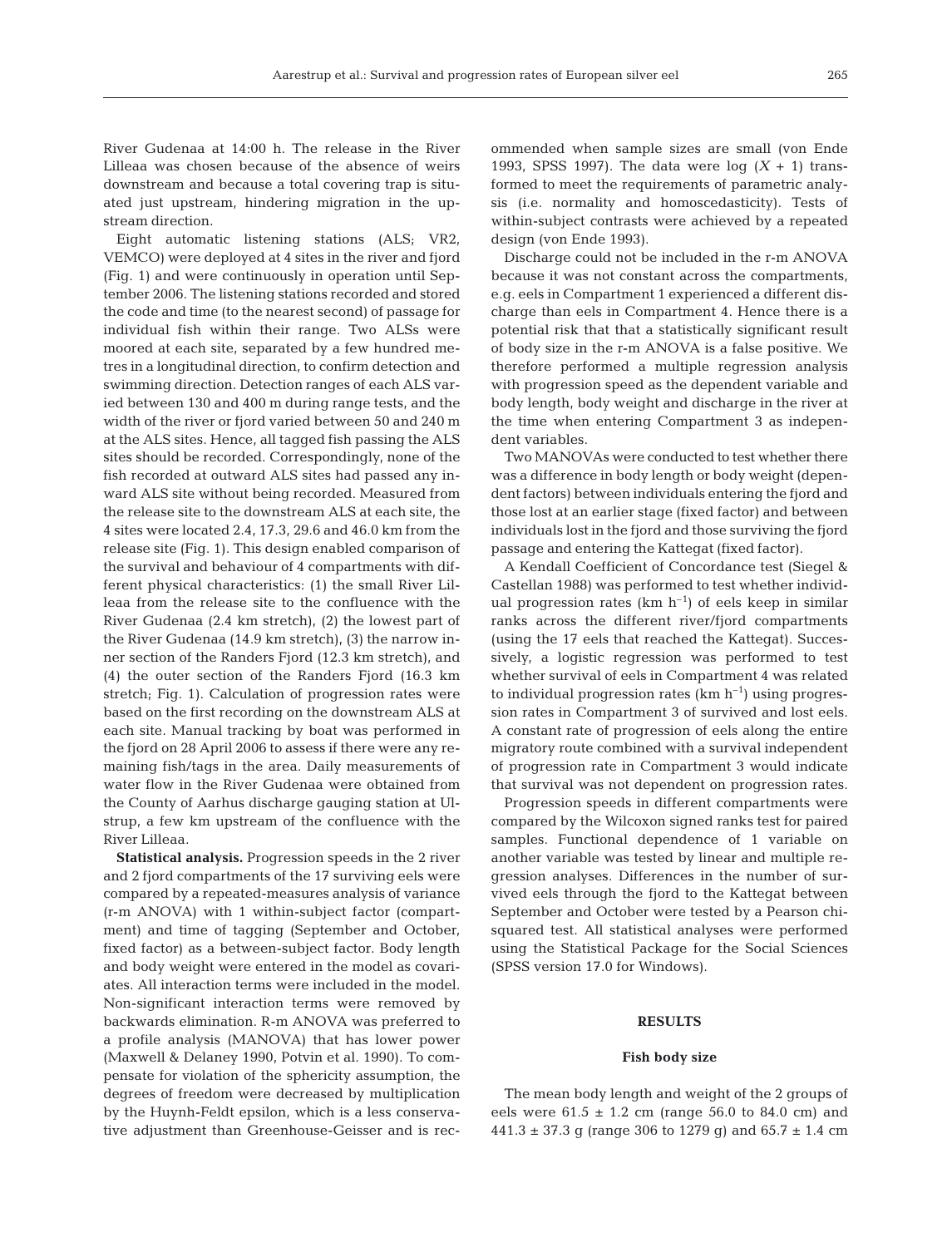River Gudenaa at 14:00 h. The release in the River Lilleaa was chosen because of the absence of weirs downstream and because a total covering trap is situated just upstream, hindering migration in the upstream direction.

Eight automatic listening stations (ALS; VR2, VEMCO) were deployed at 4 sites in the river and fjord (Fig. 1) and were continuously in operation until September 2006. The listening stations recorded and stored the code and time (to the nearest second) of passage for individual fish within their range. Two ALSs were moored at each site, separated by a few hundred metres in a longitudinal direction, to confirm detection and swimming direction. Detection ranges of each ALS varied between 130 and 400 m during range tests, and the width of the river or fjord varied between 50 and 240 m at the ALS sites. Hence, all tagged fish passing the ALS sites should be recorded. Correspondingly, none of the fish recorded at outward ALS sites had passed any inward ALS site without being recorded. Measured from the release site to the downstream ALS at each site, the 4 sites were located 2.4, 17.3, 29.6 and 46.0 km from the release site (Fig. 1). This design enabled comparison of the survival and behaviour of 4 compartments with different physical characteristics: (1) the small River Lilleaa from the release site to the confluence with the River Gudenaa (2.4 km stretch), (2) the lowest part of the River Gudenaa (14.9 km stretch), (3) the narrow inner section of the Randers Fjord (12.3 km stretch), and (4) the outer section of the Randers Fjord (16.3 km stretch; Fig. 1). Calculation of progression rates were based on the first recording on the downstream ALS at each site. Manual tracking by boat was performed in the fjord on 28 April 2006 to assess if there were any remaining fish/tags in the area. Daily measurements of water flow in the River Gudenaa were obtained from the County of Aarhus discharge gauging station at Ulstrup, a few km upstream of the confluence with the River Lilleaa.

**Statistical analysis.** Progression speeds in the 2 river and 2 fjord compartments of the 17 surviving eels were compared by a repeated-measures analysis of variance (r-m ANOVA) with 1 within-subject factor (compartment) and time of tagging (September and October, fixed factor) as a between-subject factor. Body length and body weight were entered in the model as covariates. All interaction terms were included in the model. Non-significant interaction terms were removed by backwards elimination. R-m ANOVA was preferred to a profile analysis (MANOVA) that has lower power (Maxwell & Delaney 1990, Potvin et al. 1990). To compensate for violation of the sphericity assumption, the degrees of freedom were decreased by multiplication by the Huynh-Feldt epsilon, which is a less conservative adjustment than Greenhouse-Geisser and is recommended when sample sizes are small (von Ende 1993, SPSS 1997). The data were log $(X + 1)$ transformed to meet the requirements of parametric analysis (i.e. normality and homoscedasticity). Tests of within-subject contrasts were achieved by a repeated design (von Ende 1993).

Discharge could not be included in the r-m ANOVA because it was not constant across the compartments, e.g. eels in Compartment 1 experienced a different discharge than eels in Compartment 4. Hence there is a potential risk that that a statistically significant result of body size in the r-m ANOVA is a false positive. We therefore performed a multiple regression analysis with progression speed as the dependent variable and body length, body weight and discharge in the river at the time when entering Compartment 3 as independent variables.

Two MANOVAs were conducted to test whether there was a difference in body length or body weight (dependent factors) between individuals entering the fjord and those lost at an earlier stage (fixed factor) and between individuals lost in the fjord and those surviving the fjord passage and entering the Kattegat (fixed factor).

A Kendall Coefficient of Concordance test (Siegel & Castellan 1988) was performed to test whether individual progression rates (km $h^{-1}$) of eels keep in similar ranks across the different river/fjord compartments (using the 17 eels that reached the Kattegat). Successively, a logistic regression was performed to test whether survival of eels in Compartment 4 was related to individual progression rates (km $h^{-1}$) using progression rates in Compartment 3 of survived and lost eels. A constant rate of progression of eels along the entire migratory route combined with a survival independent of progression rate in Compartment 3 would indicate that survival was not dependent on progression rates.

Progression speeds in different compartments were compared by the Wilcoxon signed ranks test for paired samples. Functional dependence of 1 variable on another variable was tested by linear and multiple regression analyses. Differences in the number of survived eels through the fjord to the Kattegat between September and October were tested by a Pearson chi-squared test. All statistical analyses were performed using the Statistical Package for the Social Sciences (SPSS version 17.0 for Windows).

## RESULTS

### Fish body size

The mean body length and weight of the 2 groups of eels were $61.5 \pm 1.2$ cm (range 56.0 to 84.0 cm) and $441.3 \pm 37.3$ g (range 306 to 1279 g) and $65.7 \pm 1.4$ cm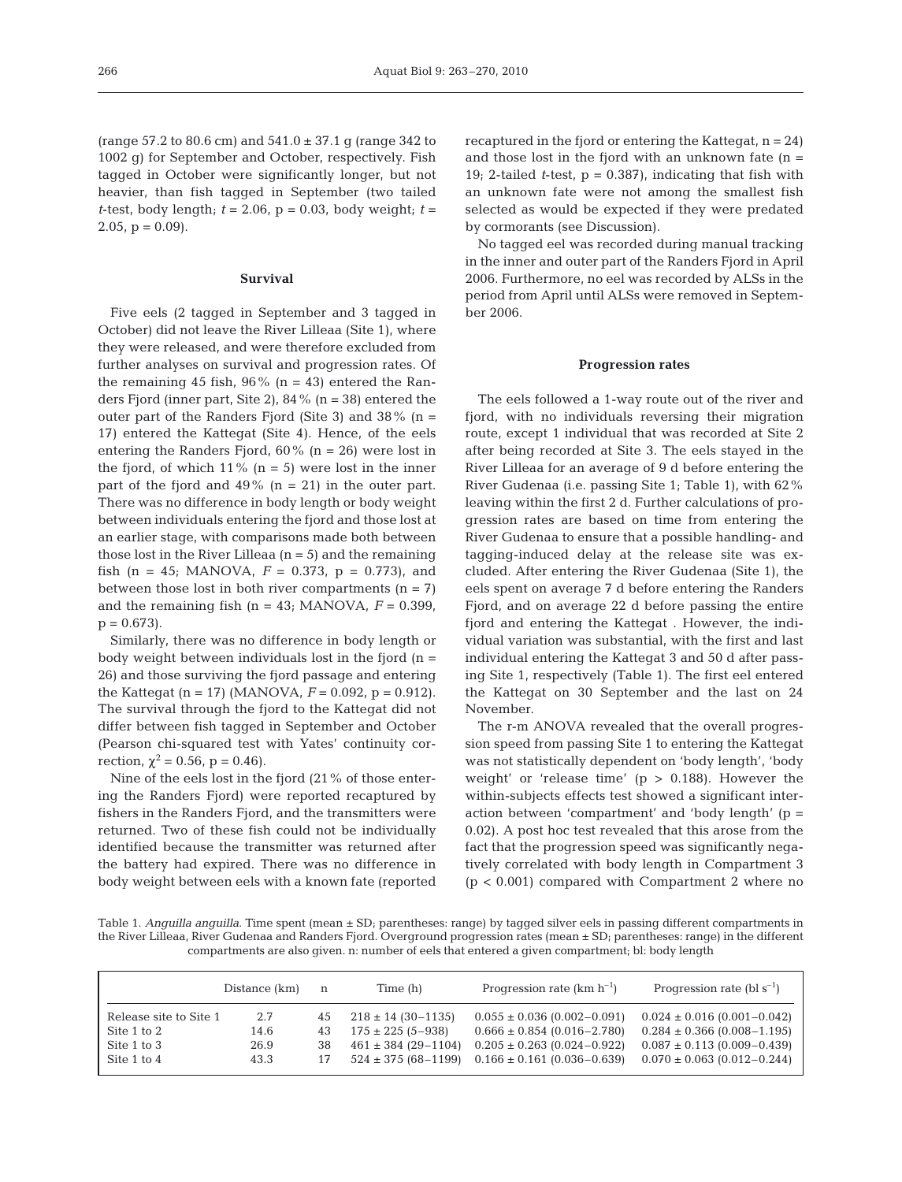(range 57.2 to 80.6 cm) and 541.0 ± 37.1 g (range 342 to 1002 g) for September and October, respectively. Fish tagged in October were significantly longer, but not heavier, than fish tagged in September (two tailed *t*-test, body length; $t = 2.06$, $p = 0.03$, body weight; $t = 2.05$, $p = 0.09$).

## Survival

Five eels (2 tagged in September and 3 tagged in October) did not leave the River Lilleaa (Site 1), where they were released, and were therefore excluded from further analyses on survival and progression rates. Of the remaining 45 fish, 96% (n = 43) entered the Randers Fjord (inner part, Site 2), 84% (n = 38) entered the outer part of the Randers Fjord (Site 3) and 38% (n = 17) entered the Kattegat (Site 4). Hence, of the eels entering the Randers Fjord, 60% (n = 26) were lost in the fjord, of which 11% (n = 5) were lost in the inner part of the fjord and 49% (n = 21) in the outer part. There was no difference in body length or body weight between individuals entering the fjord and those lost at an earlier stage, with comparisons made both between those lost in the River Lilleaa (n = 5) and the remaining fish (n = 45; MANOVA, $F = 0.373$, $p = 0.773$), and between those lost in both river compartments (n = 7) and the remaining fish (n = 43; MANOVA, $F = 0.399$, $p = 0.673$).

Similarly, there was no difference in body length or body weight between individuals lost in the fjord (n = 26) and those surviving the fjord passage and entering the Kattegat (n = 17) (MANOVA, $F = 0.092$, $p = 0.912$). The survival through the fjord to the Kattegat did not differ between fish tagged in September and October (Pearson chi-squared test with Yates' continuity correction, $\chi^2 = 0.56$, $p = 0.46$).

Nine of the eels lost in the fjord (21% of those entering the Randers Fjord) were reported recaptured by fishers in the Randers Fjord, and the transmitters were returned. Two of these fish could not be individually identified because the transmitter was returned after the battery had expired. There was no difference in body weight between eels with a known fate (reported recaptured in the fjord or entering the Kattegat, n = 24) and those lost in the fjord with an unknown fate (n = 19; 2-tailed *t*-test, $p = 0.387$), indicating that fish with an unknown fate were not among the smallest fish selected as would be expected if they were predated by cormorants (see Discussion).

No tagged eel was recorded during manual tracking in the inner and outer part of the Randers Fjord in April 2006. Furthermore, no eel was recorded by ALSs in the period from April until ALSs were removed in September 2006.

## Progression rates

The eels followed a 1-way route out of the river and fjord, with no individuals reversing their migration route, except 1 individual that was recorded at Site 2 after being recorded at Site 3. The eels stayed in the River Lilleaa for an average of 9 d before entering the River Gudenaa (i.e. passing Site 1; Table 1), with 62% leaving within the first 2 d. Further calculations of progression rates are based on time from entering the River Gudenaa to ensure that a possible handling- and tagging-induced delay at the release site was excluded. After entering the River Gudenaa (Site 1), the eels spent on average 7 d before entering the Randers Fjord, and on average 22 d before passing the entire fjord and entering the Kattegat . However, the individual variation was substantial, with the first and last individual entering the Kattegat 3 and 50 d after passing Site 1, respectively (Table 1). The first eel entered the Kattegat on 30 September and the last on 24 November.

The r-m ANOVA revealed that the overall progression speed from passing Site 1 to entering the Kattegat was not statistically dependent on 'body length', 'body weight' or 'release time' ($p > 0.188$). However the within-subjects effects test showed a significant interaction between 'compartment' and 'body length' ($p = 0.02$). A post hoc test revealed that this arose from the fact that the progression speed was significantly negatively correlated with body length in Compartment 3 ($p < 0.001$) compared with Compartment 2 where no

Table 1. *Anguilla anguilla*. Time spent (mean ± SD; parentheses: range) by tagged silver eels in passing different compartments in the River Lilleaa, River Gudenaa and Randers Fjord. Overground progression rates (mean ± SD; parentheses: range) in the different compartments are also given. n: number of eels that entered a given compartment; bl: body length

| | Distance (km) | n | Time (h) | Progression rate (km $h^{-1}$) | Progression rate (bl $s^{-1}$) |
|---|---|---|---|---|---|
| Release site to Site 1 | 2.7 | 45 | 218 ± 14 (30–1135) | 0.055 ± 0.036 (0.002–0.091) | 0.024 ± 0.016 (0.001–0.042) |
| Site 1 to 2 | 14.6 | 43 | 175 ± 225 (5–938) | 0.666 ± 0.854 (0.016–2.780) | 0.284 ± 0.366 (0.008–1.195) |
| Site 1 to 3 | 26.9 | 38 | 461 ± 384 (29–1104) | 0.205 ± 0.263 (0.024–0.922) | 0.087 ± 0.113 (0.009–0.439) |
| Site 1 to 4 | 43.3 | 17 | 524 ± 375 (68–1199) | 0.166 ± 0.161 (0.036–0.639) | 0.070 ± 0.063 (0.012–0.244) |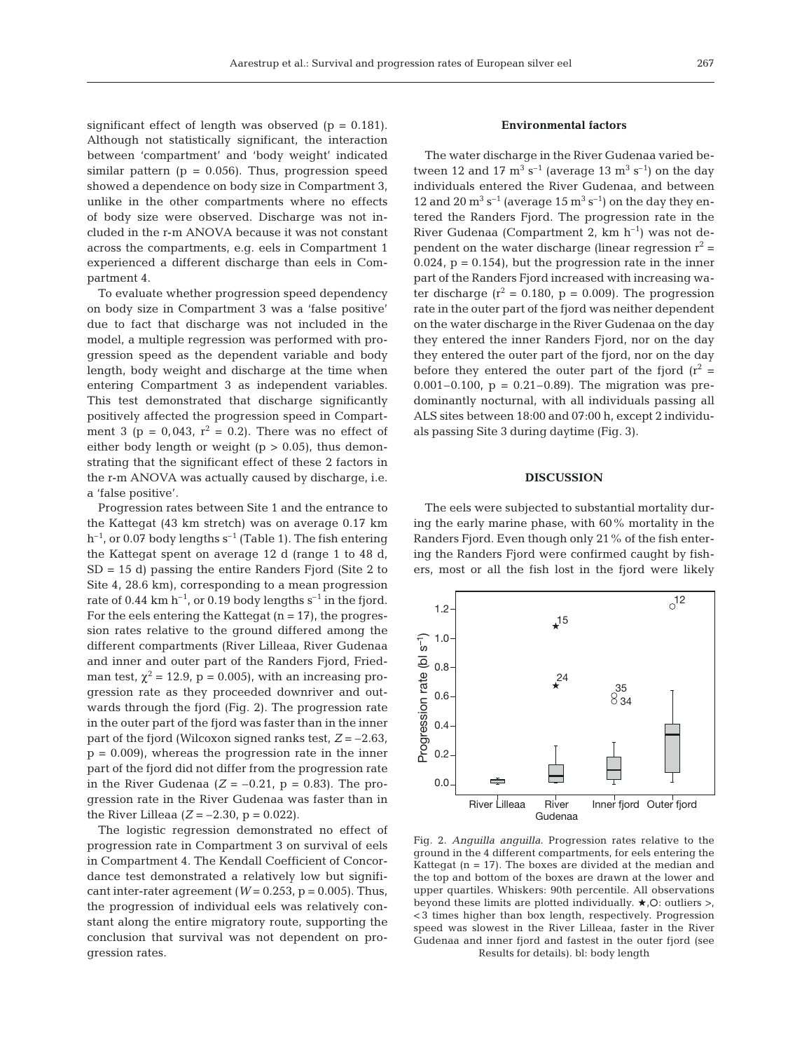significant effect of length was observed (p = 0.181). Although not statistically significant, the interaction between 'compartment' and 'body weight' indicated similar pattern (p = 0.056). Thus, progression speed showed a dependence on body size in Compartment 3, unlike in the other compartments where no effects of body size were observed. Discharge was not included in the r-m ANOVA because it was not constant across the compartments, e.g. eels in Compartment 1 experienced a different discharge than eels in Compartment 4.

To evaluate whether progression speed dependency on body size in Compartment 3 was a 'false positive' due to fact that discharge was not included in the model, a multiple regression was performed with progression speed as the dependent variable and body length, body weight and discharge at the time when entering Compartment 3 as independent variables. This test demonstrated that discharge significantly positively affected the progression speed in Compartment 3 (p = 0,043, $r^2$ = 0.2). There was no effect of either body length or weight (p > 0.05), thus demonstrating that the significant effect of these 2 factors in the r-m ANOVA was actually caused by discharge, i.e. a 'false positive'.

Progression rates between Site 1 and the entrance to the Kattegat (43 km stretch) was on average 0.17 km $h^{-1}$, or 0.07 body lengths $s^{-1}$ (Table 1). The fish entering the Kattegat spent on average 12 d (range 1 to 48 d, SD = 15 d) passing the entire Randers Fjord (Site 2 to Site 4, 28.6 km), corresponding to a mean progression rate of 0.44 km $h^{-1}$, or 0.19 body lengths $s^{-1}$ in the fjord. For the eels entering the Kattegat (n = 17), the progression rates relative to the ground differed among the different compartments (River Lilleaa, River Gudenaa and inner and outer part of the Randers Fjord, Friedman test, $\chi^2$ = 12.9, p = 0.005), with an increasing progression rate as they proceeded downriver and outwards through the fjord (Fig. 2). The progression rate in the outer part of the fjord was faster than in the inner part of the fjord (Wilcoxon signed ranks test, $Z$ = –2.63, p = 0.009), whereas the progression rate in the inner part of the fjord did not differ from the progression rate in the River Gudenaa ($Z$ = –0.21, p = 0.83). The progression rate in the River Gudenaa was faster than in the River Lilleaa ($Z$ = –2.30, p = 0.022).

The logistic regression demonstrated no effect of progression rate in Compartment 3 on survival of eels in Compartment 4. The Kendall Coefficient of Concordance test demonstrated a relatively low but significant inter-rater agreement ($W$ = 0.253, p = 0.005). Thus, the progression of individual eels was relatively constant along the entire migratory route, supporting the conclusion that survival was not dependent on progression rates.

### Environmental factors

The water discharge in the River Gudenaa varied between 12 and 17 $m^3$ $s^{-1}$ (average 13 $m^3$ $s^{-1}$) on the day individuals entered the River Gudenaa, and between 12 and 20 $m^3$ $s^{-1}$ (average 15 $m^3$ $s^{-1}$) on the day they entered the Randers Fjord. The progression rate in the River Gudenaa (Compartment 2, km $h^{-1}$) was not dependent on the water discharge (linear regression $r^2$ = 0.024, p = 0.154), but the progression rate in the inner part of the Randers Fjord increased with increasing water discharge ($r^2$ = 0.180, p = 0.009). The progression rate in the outer part of the fjord was neither dependent on the water discharge in the River Gudenaa on the day they entered the inner Randers Fjord, nor on the day they entered the outer part of the fjord, nor on the day before they entered the outer part of the fjord ($r^2$ = 0.001–0.100, p = 0.21–0.89). The migration was predominantly nocturnal, with all individuals passing all ALS sites between 18:00 and 07:00 h, except 2 individuals passing Site 3 during daytime (Fig. 3).

## DISCUSSION

The eels were subjected to substantial mortality during the early marine phase, with 60% mortality in the Randers Fjord. Even though only 21% of the fish entering the Randers Fjord were confirmed caught by fishers, most or all the fish lost in the fjord were likely

Fig. 2. *Anguilla anguilla*. Progression rates relative to the ground in the 4 different compartments, for eels entering the Kattegat (n = 17). The boxes are divided at the median and the top and bottom of the boxes are drawn at the lower and upper quartiles. Whiskers: 90th percentile. All observations beyond these limits are plotted individually. ★,O: outliers >, <3 times higher than box length, respectively. Progression speed was slowest in the River Lilleaa, faster in the River Gudenaa and inner fjord and fastest in the outer fjord (see Results for details). bl: body length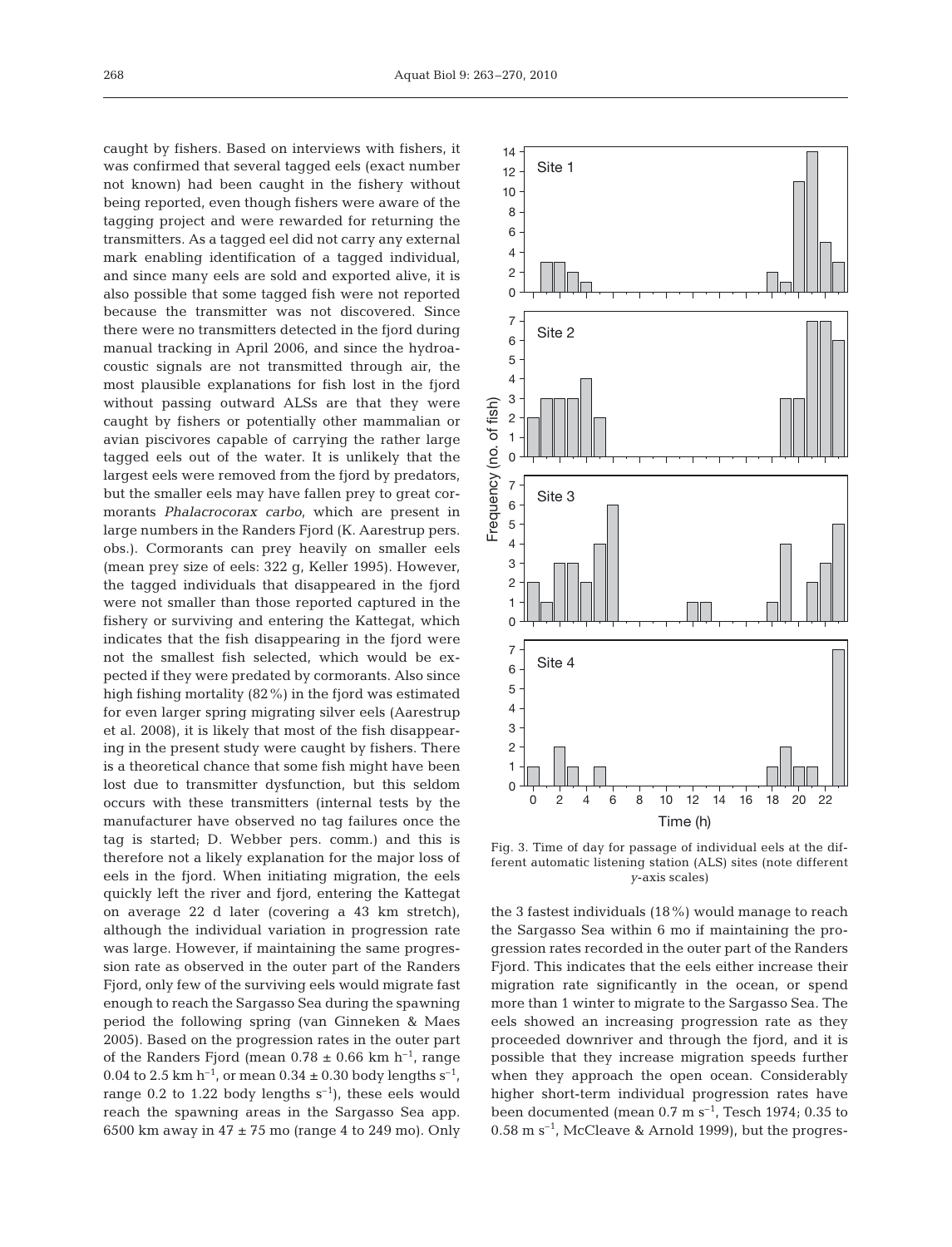caught by fishers. Based on interviews with fishers, it was confirmed that several tagged eels (exact number not known) had been caught in the fishery without being reported, even though fishers were aware of the tagging project and were rewarded for returning the transmitters. As a tagged eel did not carry any external mark enabling identification of a tagged individual, and since many eels are sold and exported alive, it is also possible that some tagged fish were not reported because the transmitter was not discovered. Since there were no transmitters detected in the fjord during manual tracking in April 2006, and since the hydroacoustic signals are not transmitted through air, the most plausible explanations for fish lost in the fjord without passing outward ALSs are that they were caught by fishers or potentially other mammalian or avian piscivores capable of carrying the rather large tagged eels out of the water. It is unlikely that the largest eels were removed from the fjord by predators, but the smaller eels may have fallen prey to great cormorants *Phalacrocorax carbo*, which are present in large numbers in the Randers Fjord (K. Aarestrup pers. obs.). Cormorants can prey heavily on smaller eels (mean prey size of eels: 322 g, Keller 1995). However, the tagged individuals that disappeared in the fjord were not smaller than those reported captured in the fishery or surviving and entering the Kattegat, which indicates that the fish disappearing in the fjord were not the smallest fish selected, which would be expected if they were predated by cormorants. Also since high fishing mortality (82%) in the fjord was estimated for even larger spring migrating silver eels (Aarestrup et al. 2008), it is likely that most of the fish disappearing in the present study were caught by fishers. There is a theoretical chance that some fish might have been lost due to transmitter dysfunction, but this seldom occurs with these transmitters (internal tests by the manufacturer have observed no tag failures once the tag is started; D. Webber pers. comm.) and this is therefore not a likely explanation for the major loss of eels in the fjord. When initiating migration, the eels quickly left the river and fjord, entering the Kattegat on average 22 d later (covering a 43 km stretch), although the individual variation in progression rate was large. However, if maintaining the same progression rate as observed in the outer part of the Randers Fjord, only few of the surviving eels would migrate fast enough to reach the Sargasso Sea during the spawning period the following spring (van Ginneken & Maes 2005). Based on the progression rates in the outer part of the Randers Fjord (mean $0.78 \pm 0.66$ km h$^{-1}$, range 0.04 to 2.5 km h$^{-1}$, or mean $0.34 \pm 0.30$ body lengths s$^{-1}$, range 0.2 to 1.22 body lengths s$^{-1}$), these eels would reach the spawning areas in the Sargasso Sea app. 6500 km away in $47 \pm 75$ mo (range 4 to 249 mo). Only the 3 fastest individuals (18%) would manage to reach the Sargasso Sea within 6 mo if maintaining the progression rates recorded in the outer part of the Randers Fjord. This indicates that the eels either increase their migration rate significantly in the ocean, or spend more than 1 winter to migrate to the Sargasso Sea. The eels showed an increasing progression rate as they proceeded downriver and through the fjord, and it is possible that they increase migration speeds further when they approach the open ocean. Considerably higher short-term individual progression rates have been documented (mean 0.7 m s$^{-1}$, Tesch 1974; 0.35 to 0.58 m s$^{-1}$, McCleave & Arnold 1999), but the progres-

Fig. 3. Time of day for passage of individual eels at the different automatic listening station (ALS) sites (note different *y*-axis scales)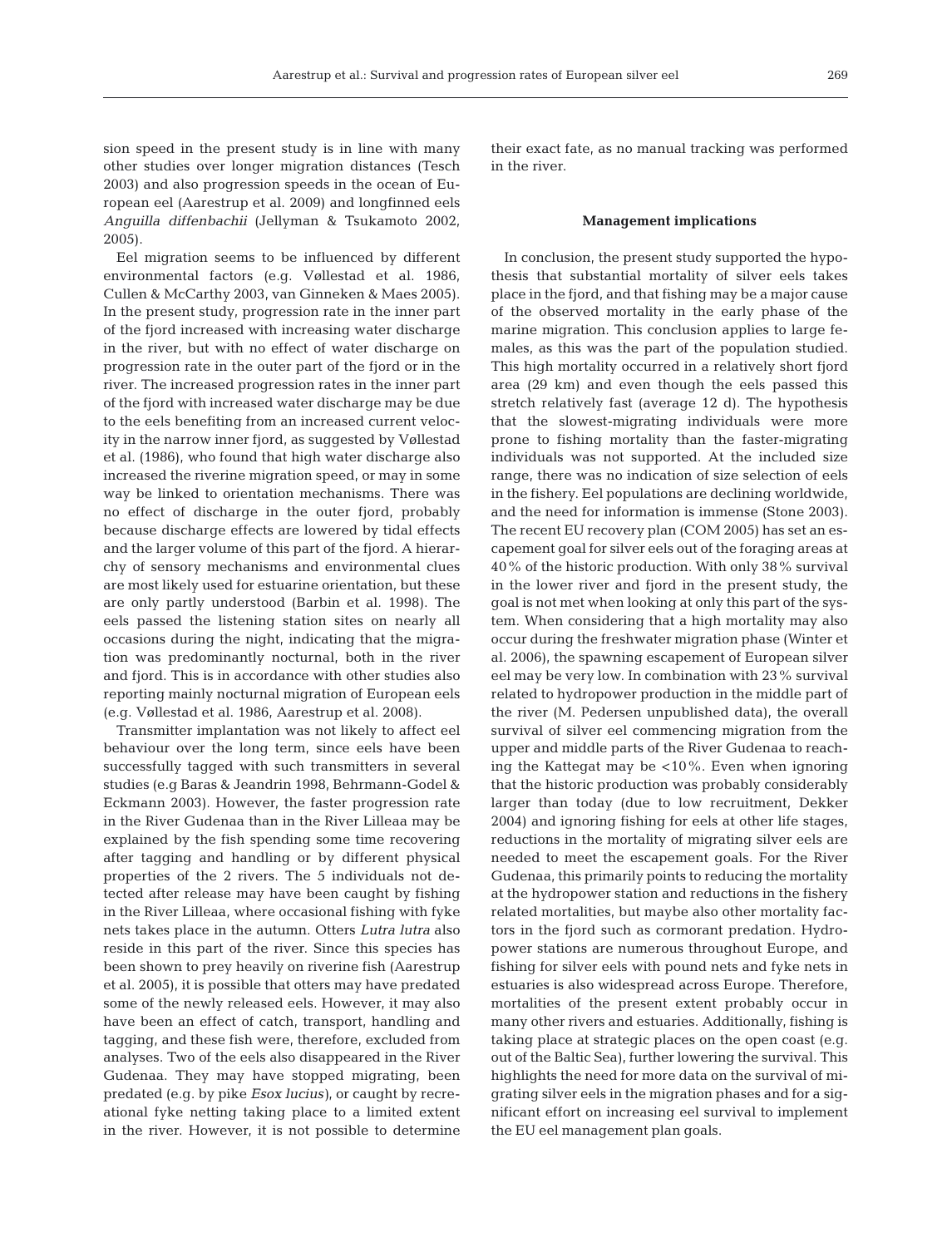sion speed in the present study is in line with many other studies over longer migration distances (Tesch 2003) and also progression speeds in the ocean of European eel (Aarestrup et al. 2009) and longfinned eels *Anguilla diffenbachii* (Jellyman & Tsukamoto 2002, 2005).

Eel migration seems to be influenced by different environmental factors (e.g. Vøllestad et al. 1986, Cullen & McCarthy 2003, van Ginneken & Maes 2005). In the present study, progression rate in the inner part of the fjord increased with increasing water discharge in the river, but with no effect of water discharge on progression rate in the outer part of the fjord or in the river. The increased progression rates in the inner part of the fjord with increased water discharge may be due to the eels benefiting from an increased current velocity in the narrow inner fjord, as suggested by Vøllestad et al. (1986), who found that high water discharge also increased the riverine migration speed, or may in some way be linked to orientation mechanisms. There was no effect of discharge in the outer fjord, probably because discharge effects are lowered by tidal effects and the larger volume of this part of the fjord. A hierarchy of sensory mechanisms and environmental clues are most likely used for estuarine orientation, but these are only partly understood (Barbin et al. 1998). The eels passed the listening station sites on nearly all occasions during the night, indicating that the migration was predominantly nocturnal, both in the river and fjord. This is in accordance with other studies also reporting mainly nocturnal migration of European eels (e.g. Vøllestad et al. 1986, Aarestrup et al. 2008).

Transmitter implantation was not likely to affect eel behaviour over the long term, since eels have been successfully tagged with such transmitters in several studies (e.g Baras & Jeandrin 1998, Behrmann-Godel & Eckmann 2003). However, the faster progression rate in the River Gudenaa than in the River Lilleaa may be explained by the fish spending some time recovering after tagging and handling or by different physical properties of the 2 rivers. The 5 individuals not detected after release may have been caught by fishing in the River Lilleaa, where occasional fishing with fyke nets takes place in the autumn. Otters *Lutra lutra* also reside in this part of the river. Since this species has been shown to prey heavily on riverine fish (Aarestrup et al. 2005), it is possible that otters may have predated some of the newly released eels. However, it may also have been an effect of catch, transport, handling and tagging, and these fish were, therefore, excluded from analyses. Two of the eels also disappeared in the River Gudenaa. They may have stopped migrating, been predated (e.g. by pike *Esox lucius*), or caught by recreational fyke netting taking place to a limited extent in the river. However, it is not possible to determine their exact fate, as no manual tracking was performed in the river.

## Management implications

In conclusion, the present study supported the hypothesis that substantial mortality of silver eels takes place in the fjord, and that fishing may be a major cause of the observed mortality in the early phase of the marine migration. This conclusion applies to large females, as this was the part of the population studied. This high mortality occurred in a relatively short fjord area (29 km) and even though the eels passed this stretch relatively fast (average 12 d). The hypothesis that the slowest-migrating individuals were more prone to fishing mortality than the faster-migrating individuals was not supported. At the included size range, there was no indication of size selection of eels in the fishery. Eel populations are declining worldwide, and the need for information is immense (Stone 2003). The recent EU recovery plan (COM 2005) has set an escapement goal for silver eels out of the foraging areas at 40% of the historic production. With only 38% survival in the lower river and fjord in the present study, the goal is not met when looking at only this part of the system. When considering that a high mortality may also occur during the freshwater migration phase (Winter et al. 2006), the spawning escapement of European silver eel may be very low. In combination with 23% survival related to hydropower production in the middle part of the river (M. Pedersen unpublished data), the overall survival of silver eel commencing migration from the upper and middle parts of the River Gudenaa to reaching the Kattegat may be <10%. Even when ignoring that the historic production was probably considerably larger than today (due to low recruitment, Dekker 2004) and ignoring fishing for eels at other life stages, reductions in the mortality of migrating silver eels are needed to meet the escapement goals. For the River Gudenaa, this primarily points to reducing the mortality at the hydropower station and reductions in the fishery related mortalities, but maybe also other mortality factors in the fjord such as cormorant predation. Hydropower stations are numerous throughout Europe, and fishing for silver eels with pound nets and fyke nets in estuaries is also widespread across Europe. Therefore, mortalities of the present extent probably occur in many other rivers and estuaries. Additionally, fishing is taking place at strategic places on the open coast (e.g. out of the Baltic Sea), further lowering the survival. This highlights the need for more data on the survival of migrating silver eels in the migration phases and for a significant effort on increasing eel survival to implement the EU eel management plan goals.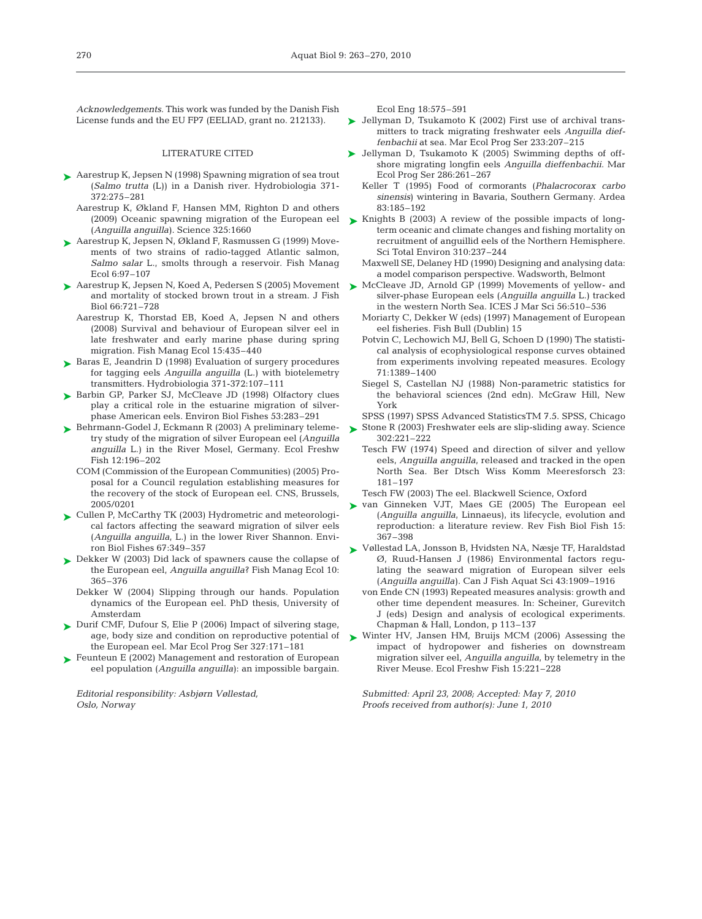*Acknowledgements.* This work was funded by the Danish Fish License funds and the EU FP7 (EELIAD, grant no. 212133).

## LITERATURE CITED

- Aarestrup K, Jepsen N (1998) Spawning migration of sea trout (*Salmo trutta* (L)) in a Danish river. Hydrobiologia 371-372:275–281
- Aarestrup K, Økland F, Hansen MM, Righton D and others (2009) Oceanic spawning migration of the European eel (*Anguilla anguilla*). Science 325:1660
- Aarestrup K, Jepsen N, Økland F, Rasmussen G (1999) Movements of two strains of radio-tagged Atlantic salmon, *Salmo salar* L., smolts through a reservoir. Fish Manag Ecol 6:97–107
- Aarestrup K, Jepsen N, Koed A, Pedersen S (2005) Movement and mortality of stocked brown trout in a stream. J Fish Biol 66:721–728
- Aarestrup K, Thorstad EB, Koed A, Jepsen N and others (2008) Survival and behaviour of European silver eel in late freshwater and early marine phase during spring migration. Fish Manag Ecol 15:435–440
- Baras E, Jeandrin D (1998) Evaluation of surgery procedures for tagging eels *Anguilla anguilla* (L.) with biotelemetry transmitters. Hydrobiologia 371-372:107–111
- Barbin GP, Parker SJ, McCleave JD (1998) Olfactory clues play a critical role in the estuarine migration of silver-phase American eels. Environ Biol Fishes 53:283–291
- Behrmann-Godel J, Eckmann R (2003) A preliminary telemetry study of the migration of silver European eel (*Anguilla anguilla* L.) in the River Mosel, Germany. Ecol Freshw Fish 12:196–202
- COM (Commission of the European Communities) (2005) Proposal for a Council regulation establishing measures for the recovery of the stock of European eel. CNS, Brussels, 2005/0201
- Cullen P, McCarthy TK (2003) Hydrometric and meteorological factors affecting the seaward migration of silver eels (*Anguilla anguilla*, L.) in the lower River Shannon. Environ Biol Fishes 67:349–357
- Dekker W (2003) Did lack of spawners cause the collapse of the European eel, *Anguilla anguilla*? Fish Manag Ecol 10: 365–376
- Dekker W (2004) Slipping through our hands. Population dynamics of the European eel. PhD thesis, University of Amsterdam
- Durif CMF, Dufour S, Elie P (2006) Impact of silvering stage, age, body size and condition on reproductive potential of the European eel. Mar Ecol Prog Ser 327:171–181
- Feunteun E (2002) Management and restoration of European eel population (*Anguilla anguilla*): an impossible bargain. Ecol Eng 18:575–591
- Jellyman D, Tsukamoto K (2002) First use of archival transmitters to track migrating freshwater eels *Anguilla dieffenbachii* at sea. Mar Ecol Prog Ser 233:207–215
- Jellyman D, Tsukamoto K (2005) Swimming depths of offshore migrating longfin eels *Anguilla dieffenbachii*. Mar Ecol Prog Ser 286:261–267
- Keller T (1995) Food of cormorants (*Phalacrocorax carbo sinensis*) wintering in Bavaria, Southern Germany. Ardea 83:185–192
- Knights B (2003) A review of the possible impacts of long-term oceanic and climate changes and fishing mortality on recruitment of anguillid eels of the Northern Hemisphere. Sci Total Environ 310:237–244
- Maxwell SE, Delaney HD (1990) Designing and analysing data: a model comparison perspective. Wadsworth, Belmont
- McCleave JD, Arnold GP (1999) Movements of yellow- and silver-phase European eels (*Anguilla anguilla* L.) tracked in the western North Sea. ICES J Mar Sci 56:510–536
- Moriarty C, Dekker W (eds) (1997) Management of European eel fisheries. Fish Bull (Dublin) 15
- Potvin C, Lechowich MJ, Bell G, Schoen D (1990) The statistical analysis of ecophysiological response curves obtained from experiments involving repeated measures. Ecology 71:1389–1400
- Siegel S, Castellan NJ (1988) Non-parametric statistics for the behavioral sciences (2nd edn). McGraw Hill, New York
- SPSS (1997) SPSS Advanced StatisticsTM 7.5. SPSS, Chicago
- Stone R (2003) Freshwater eels are slip-sliding away. Science 302:221–222
- Tesch FW (1974) Speed and direction of silver and yellow eels, *Anguilla anguilla*, released and tracked in the open North Sea. Ber Dtsch Wiss Komm Meeresforsch 23: 181–197
- Tesch FW (2003) The eel. Blackwell Science, Oxford
- van Ginneken VJT, Maes GE (2005) The European eel (*Anguilla anguilla*, Linnaeus), its lifecycle, evolution and reproduction: a literature review. Rev Fish Biol Fish 15: 367–398
- Vøllestad LA, Jonsson B, Hvidsten NA, Næsje TF, Haraldstad Ø, Ruud-Hansen J (1986) Environmental factors regulating the seaward migration of European silver eels (*Anguilla anguilla*). Can J Fish Aquat Sci 43:1909–1916
- von Ende CN (1993) Repeated measures analysis: growth and other time dependent measures. In: Scheiner, Gurevitch J (eds) Design and analysis of ecological experiments. Chapman & Hall, London, p 113–137
- Winter HV, Jansen HM, Bruijs MCM (2006) Assessing the impact of hydropower and fisheries on downstream migration silver eel, *Anguilla anguilla*, by telemetry in the River Meuse. Ecol Freshw Fish 15:221–228

*Editorial responsibility: Asbjørn Vøllestad, Oslo, Norway*

*Submitted: April 23, 2008; Accepted: May 7, 2010*
*Proofs received from author(s): June 1, 2010*